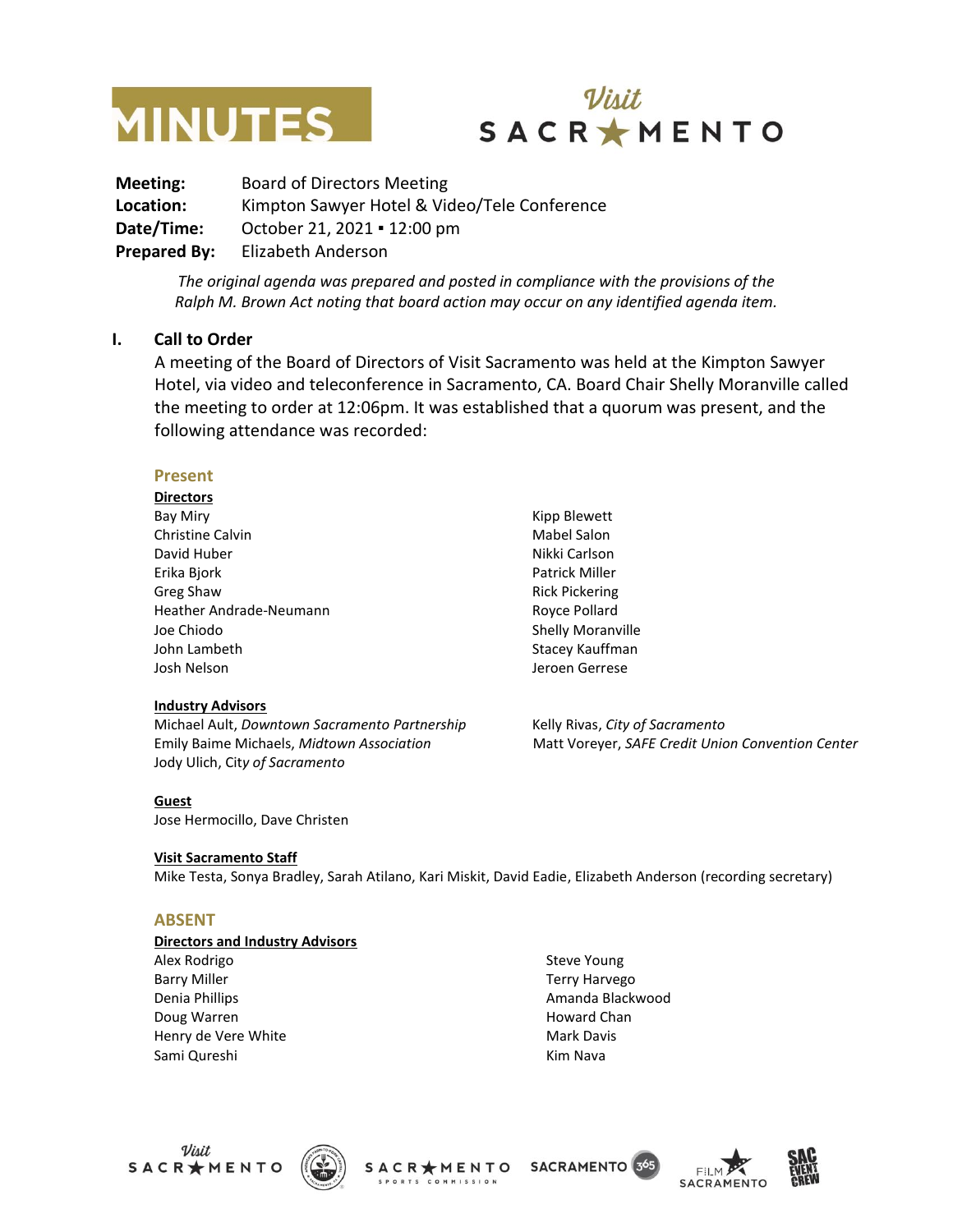# MINUTES

**Visit SACRAMENTO**

| | |
|---|---|
| **Meeting:** | Board of Directors Meeting |
| **Location:** | Kimpton Sawyer Hotel & Video/Tele Conference |
| **Date/Time:** | October 21, 2021 ▪ 12:00 pm |
| **Prepared By:** | Elizabeth Anderson |

*The original agenda was prepared and posted in compliance with the provisions of the Ralph M. Brown Act noting that board action may occur on any identified agenda item.*

## I. Call to Order

A meeting of the Board of Directors of Visit Sacramento was held at the Kimpton Sawyer Hotel, via video and teleconference in Sacramento, CA. Board Chair Shelly Moranville called the meeting to order at 12:06pm. It was established that a quorum was present, and the following attendance was recorded:

### Present

**Directors**

Bay Miry
Christine Calvin
David Huber
Erika Bjork
Greg Shaw
Heather Andrade-Neumann
Joe Chiodo
John Lambeth
Josh Nelson
Kipp Blewett
Mabel Salon
Nikki Carlson
Patrick Miller
Rick Pickering
Royce Pollard
Shelly Moranville
Stacey Kauffman
Jeroen Gerrese

**Industry Advisors**

Michael Ault, *Downtown Sacramento Partnership*
Emily Baime Michaels, *Midtown Association*
Jody Ulich, City *of Sacramento*
Kelly Rivas, *City of Sacramento*
Matt Voreyer, *SAFE Credit Union Convention Center*

**Guest**

Jose Hermocillo, Dave Christen

**Visit Sacramento Staff**

Mike Testa, Sonya Bradley, Sarah Atilano, Kari Miskit, David Eadie, Elizabeth Anderson (recording secretary)

### ABSENT

**Directors and Industry Advisors**

Alex Rodrigo
Barry Miller
Denia Phillips
Doug Warren
Henry de Vere White
Sami Qureshi
Steve Young
Terry Harvego
Amanda Blackwood
Howard Chan
Mark Davis
Kim Nava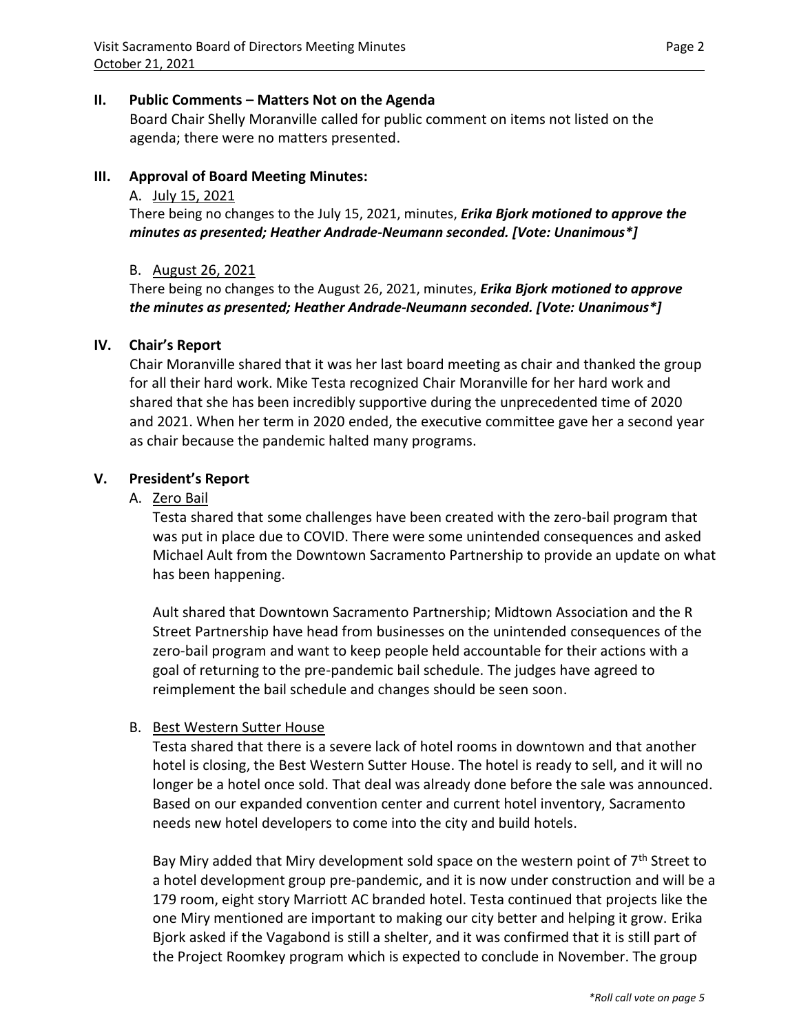## II. Public Comments – Matters Not on the Agenda

Board Chair Shelly Moranville called for public comment on items not listed on the agenda; there were no matters presented.

## III. Approval of Board Meeting Minutes:

A. July 15, 2021

There being no changes to the July 15, 2021, minutes, ***Erika Bjork motioned to approve the minutes as presented; Heather Andrade-Neumann seconded. [Vote: Unanimous*]***

B. August 26, 2021

There being no changes to the August 26, 2021, minutes, ***Erika Bjork motioned to approve the minutes as presented; Heather Andrade-Neumann seconded. [Vote: Unanimous*]***

## IV. Chair's Report

Chair Moranville shared that it was her last board meeting as chair and thanked the group for all their hard work. Mike Testa recognized Chair Moranville for her hard work and shared that she has been incredibly supportive during the unprecedented time of 2020 and 2021. When her term in 2020 ended, the executive committee gave her a second year as chair because the pandemic halted many programs.

## V. President's Report

A. Zero Bail

Testa shared that some challenges have been created with the zero-bail program that was put in place due to COVID. There were some unintended consequences and asked Michael Ault from the Downtown Sacramento Partnership to provide an update on what has been happening.

Ault shared that Downtown Sacramento Partnership; Midtown Association and the R Street Partnership have head from businesses on the unintended consequences of the zero-bail program and want to keep people held accountable for their actions with a goal of returning to the pre-pandemic bail schedule. The judges have agreed to reimplement the bail schedule and changes should be seen soon.

B. Best Western Sutter House

Testa shared that there is a severe lack of hotel rooms in downtown and that another hotel is closing, the Best Western Sutter House. The hotel is ready to sell, and it will no longer be a hotel once sold. That deal was already done before the sale was announced. Based on our expanded convention center and current hotel inventory, Sacramento needs new hotel developers to come into the city and build hotels.

Bay Miry added that Miry development sold space on the western point of 7th Street to a hotel development group pre-pandemic, and it is now under construction and will be a 179 room, eight story Marriott AC branded hotel. Testa continued that projects like the one Miry mentioned are important to making our city better and helping it grow. Erika Bjork asked if the Vagabond is still a shelter, and it was confirmed that it is still part of the Project Roomkey program which is expected to conclude in November. The group

*\*Roll call vote on page 5*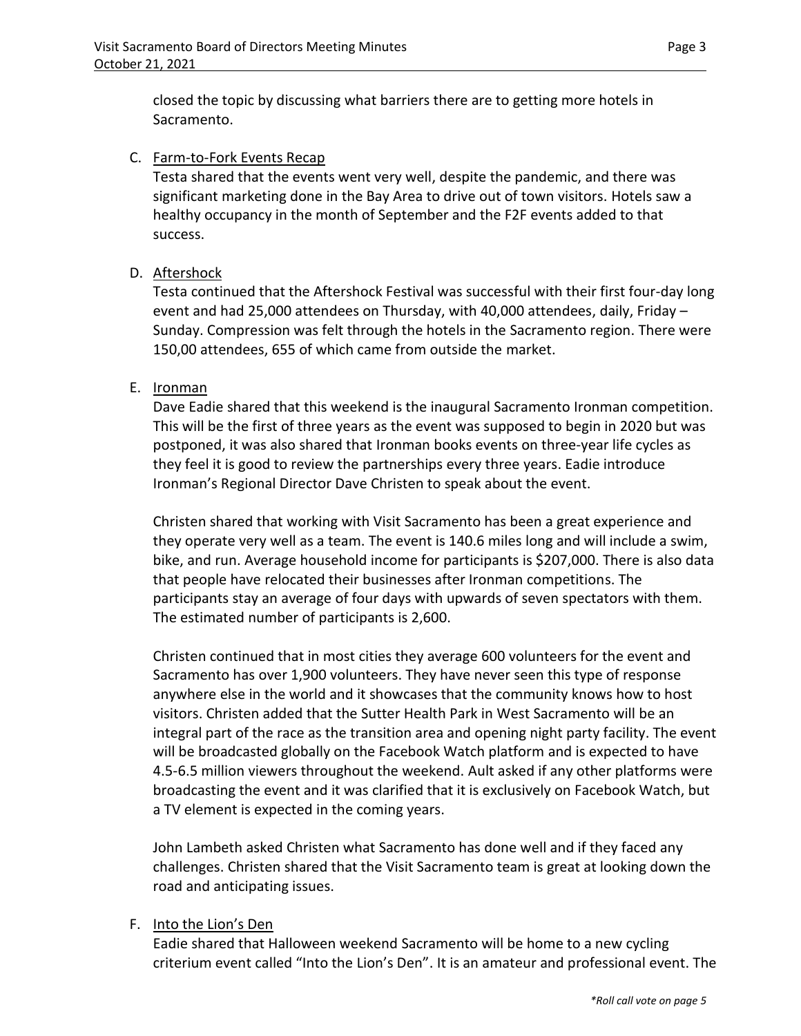closed the topic by discussing what barriers there are to getting more hotels in Sacramento.

C. Farm-to-Fork Events Recap

Testa shared that the events went very well, despite the pandemic, and there was significant marketing done in the Bay Area to drive out of town visitors. Hotels saw a healthy occupancy in the month of September and the F2F events added to that success.

D. Aftershock

Testa continued that the Aftershock Festival was successful with their first four-day long event and had 25,000 attendees on Thursday, with 40,000 attendees, daily, Friday – Sunday. Compression was felt through the hotels in the Sacramento region. There were 150,00 attendees, 655 of which came from outside the market.

E. Ironman

Dave Eadie shared that this weekend is the inaugural Sacramento Ironman competition. This will be the first of three years as the event was supposed to begin in 2020 but was postponed, it was also shared that Ironman books events on three-year life cycles as they feel it is good to review the partnerships every three years. Eadie introduce Ironman's Regional Director Dave Christen to speak about the event.

Christen shared that working with Visit Sacramento has been a great experience and they operate very well as a team. The event is 140.6 miles long and will include a swim, bike, and run. Average household income for participants is $207,000. There is also data that people have relocated their businesses after Ironman competitions. The participants stay an average of four days with upwards of seven spectators with them. The estimated number of participants is 2,600.

Christen continued that in most cities they average 600 volunteers for the event and Sacramento has over 1,900 volunteers. They have never seen this type of response anywhere else in the world and it showcases that the community knows how to host visitors. Christen added that the Sutter Health Park in West Sacramento will be an integral part of the race as the transition area and opening night party facility. The event will be broadcasted globally on the Facebook Watch platform and is expected to have 4.5-6.5 million viewers throughout the weekend. Ault asked if any other platforms were broadcasting the event and it was clarified that it is exclusively on Facebook Watch, but a TV element is expected in the coming years.

John Lambeth asked Christen what Sacramento has done well and if they faced any challenges. Christen shared that the Visit Sacramento team is great at looking down the road and anticipating issues.

F. Into the Lion's Den

Eadie shared that Halloween weekend Sacramento will be home to a new cycling criterium event called "Into the Lion's Den". It is an amateur and professional event. The

*\*Roll call vote on page 5*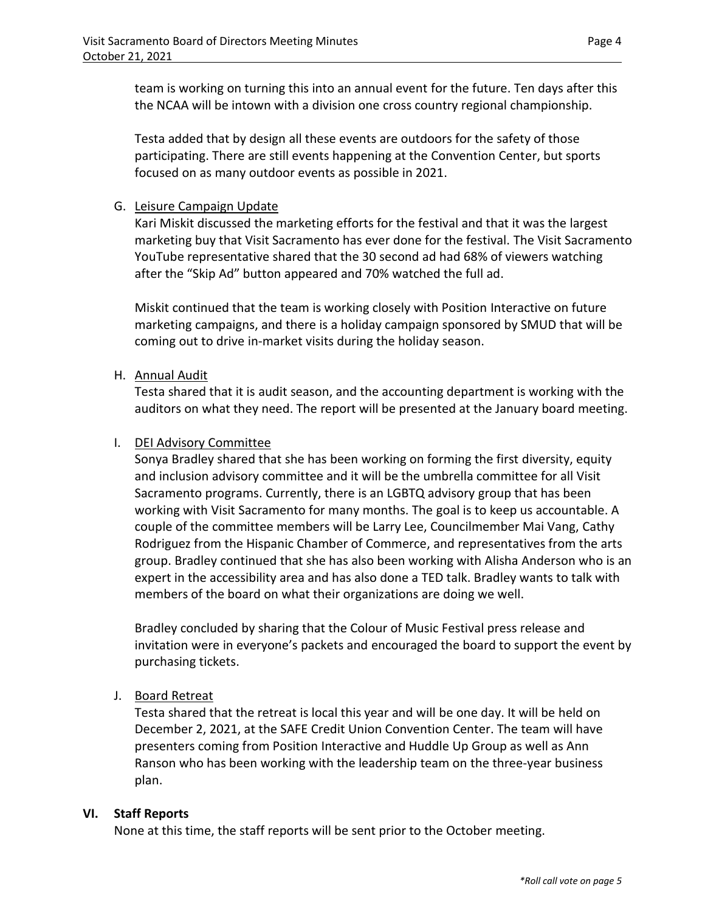team is working on turning this into an annual event for the future. Ten days after this the NCAA will be intown with a division one cross country regional championship.

Testa added that by design all these events are outdoors for the safety of those participating. There are still events happening at the Convention Center, but sports focused on as many outdoor events as possible in 2021.

G. Leisure Campaign Update

Kari Miskit discussed the marketing efforts for the festival and that it was the largest marketing buy that Visit Sacramento has ever done for the festival. The Visit Sacramento YouTube representative shared that the 30 second ad had 68% of viewers watching after the "Skip Ad" button appeared and 70% watched the full ad.

Miskit continued that the team is working closely with Position Interactive on future marketing campaigns, and there is a holiday campaign sponsored by SMUD that will be coming out to drive in-market visits during the holiday season.

H. Annual Audit

Testa shared that it is audit season, and the accounting department is working with the auditors on what they need. The report will be presented at the January board meeting.

I. DEI Advisory Committee

Sonya Bradley shared that she has been working on forming the first diversity, equity and inclusion advisory committee and it will be the umbrella committee for all Visit Sacramento programs. Currently, there is an LGBTQ advisory group that has been working with Visit Sacramento for many months. The goal is to keep us accountable. A couple of the committee members will be Larry Lee, Councilmember Mai Vang, Cathy Rodriguez from the Hispanic Chamber of Commerce, and representatives from the arts group. Bradley continued that she has also been working with Alisha Anderson who is an expert in the accessibility area and has also done a TED talk. Bradley wants to talk with members of the board on what their organizations are doing we well.

Bradley concluded by sharing that the Colour of Music Festival press release and invitation were in everyone's packets and encouraged the board to support the event by purchasing tickets.

J. Board Retreat

Testa shared that the retreat is local this year and will be one day. It will be held on December 2, 2021, at the SAFE Credit Union Convention Center. The team will have presenters coming from Position Interactive and Huddle Up Group as well as Ann Ranson who has been working with the leadership team on the three-year business plan.

## VI. Staff Reports

None at this time, the staff reports will be sent prior to the October meeting.

*\*Roll call vote on page 5*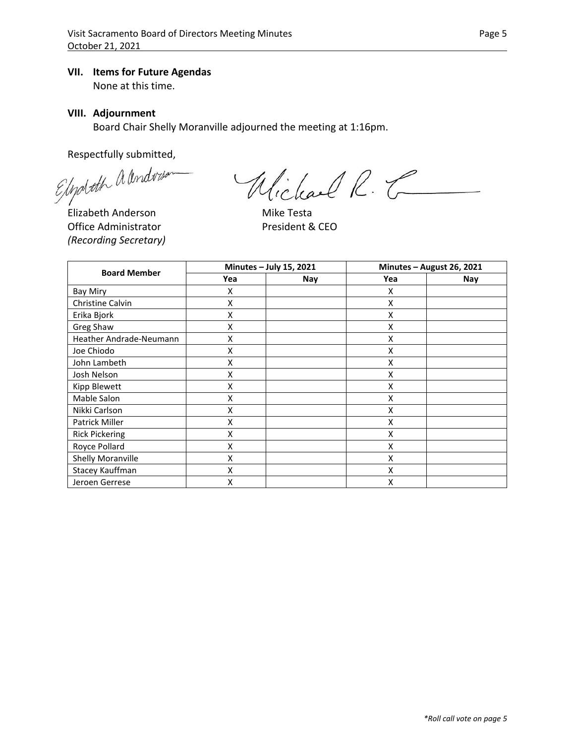## VII. Items for Future Agendas

None at this time.

## VIII. Adjournment

Board Chair Shelly Moranville adjourned the meeting at 1:16pm.

Respectfully submitted,

Elizabeth Anderson
Office Administrator
*(Recording Secretary)*

Mike Testa
President & CEO

| Board Member | Minutes – July 15, 2021 | | Minutes – August 26, 2021 | |
|---|---|---|---|---|
| | Yea | Nay | Yea | Nay |
| Bay Miry | X | | X | |
| Christine Calvin | X | | X | |
| Erika Bjork | X | | X | |
| Greg Shaw | X | | X | |
| Heather Andrade-Neumann | X | | X | |
| Joe Chiodo | X | | X | |
| John Lambeth | X | | X | |
| Josh Nelson | X | | X | |
| Kipp Blewett | X | | X | |
| Mable Salon | X | | X | |
| Nikki Carlson | X | | X | |
| Patrick Miller | X | | X | |
| Rick Pickering | X | | X | |
| Royce Pollard | X | | X | |
| Shelly Moranville | X | | X | |
| Stacey Kauffman | X | | X | |
| Jeroen Gerrese | X | | X | |

*\*Roll call vote on page 5*